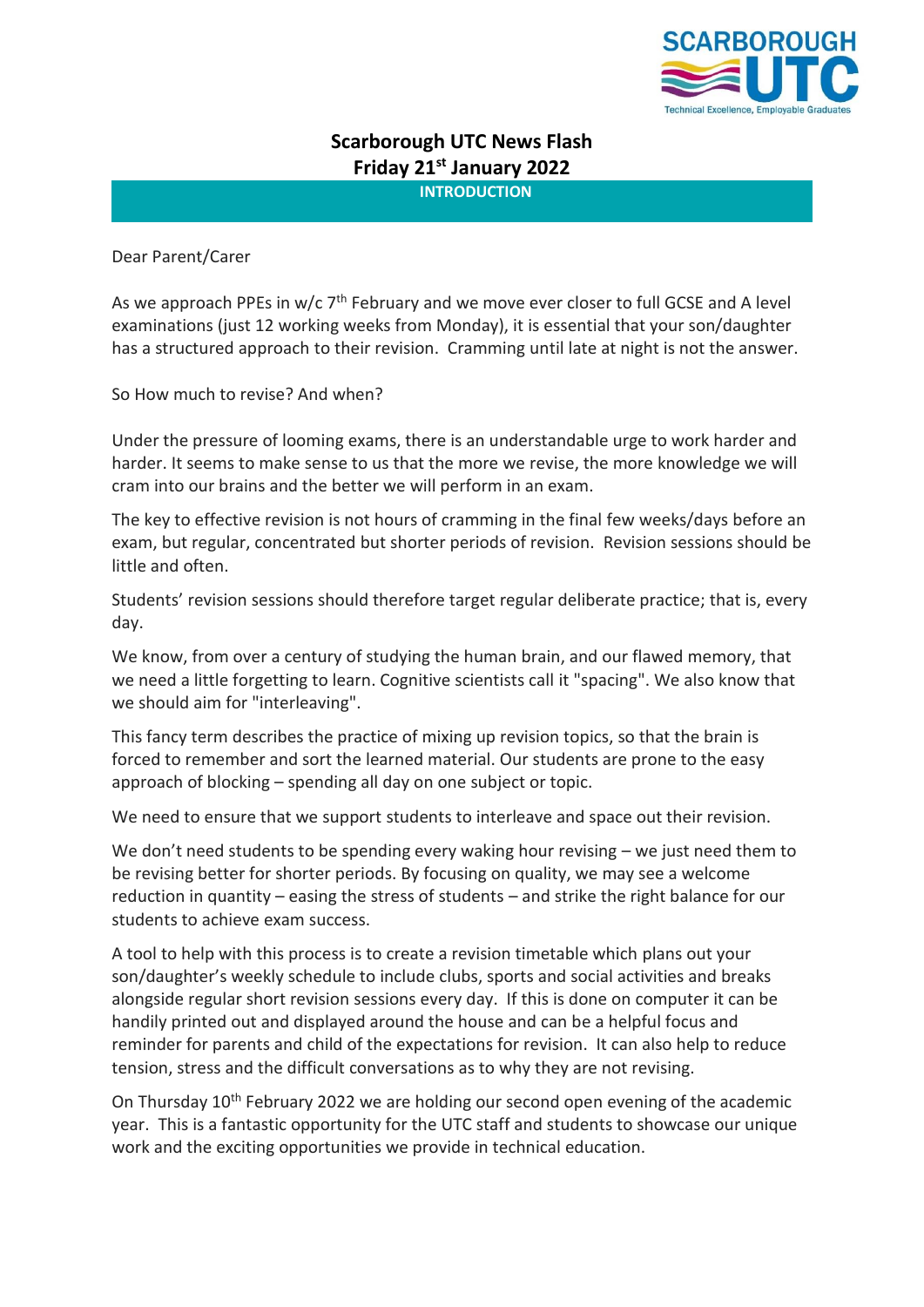# Scarborough UTC News Flash
# Friday 21st January 2022

## INTRODUCTION

Dear Parent/Carer

As we approach PPEs in w/c 7th February and we move ever closer to full GCSE and A level examinations (just 12 working weeks from Monday), it is essential that your son/daughter has a structured approach to their revision. Cramming until late at night is not the answer.

So How much to revise? And when?

Under the pressure of looming exams, there is an understandable urge to work harder and harder. It seems to make sense to us that the more we revise, the more knowledge we will cram into our brains and the better we will perform in an exam.

The key to effective revision is not hours of cramming in the final few weeks/days before an exam, but regular, concentrated but shorter periods of revision. Revision sessions should be little and often.

Students' revision sessions should therefore target regular deliberate practice; that is, every day.

We know, from over a century of studying the human brain, and our flawed memory, that we need a little forgetting to learn. Cognitive scientists call it "spacing". We also know that we should aim for "interleaving".

This fancy term describes the practice of mixing up revision topics, so that the brain is forced to remember and sort the learned material. Our students are prone to the easy approach of blocking – spending all day on one subject or topic.

We need to ensure that we support students to interleave and space out their revision.

We don't need students to be spending every waking hour revising – we just need them to be revising better for shorter periods. By focusing on quality, we may see a welcome reduction in quantity – easing the stress of students – and strike the right balance for our students to achieve exam success.

A tool to help with this process is to create a revision timetable which plans out your son/daughter's weekly schedule to include clubs, sports and social activities and breaks alongside regular short revision sessions every day. If this is done on computer it can be handily printed out and displayed around the house and can be a helpful focus and reminder for parents and child of the expectations for revision. It can also help to reduce tension, stress and the difficult conversations as to why they are not revising.

On Thursday 10th February 2022 we are holding our second open evening of the academic year. This is a fantastic opportunity for the UTC staff and students to showcase our unique work and the exciting opportunities we provide in technical education.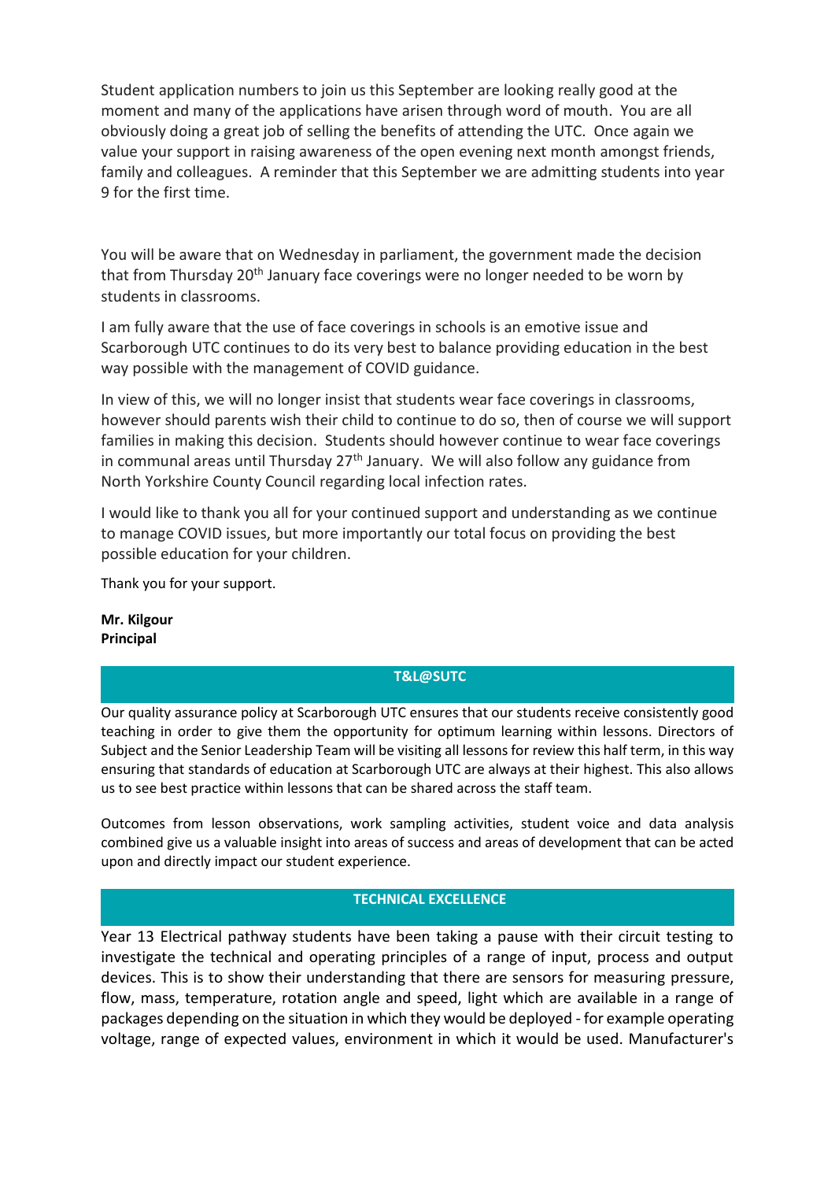Student application numbers to join us this September are looking really good at the moment and many of the applications have arisen through word of mouth. You are all obviously doing a great job of selling the benefits of attending the UTC. Once again we value your support in raising awareness of the open evening next month amongst friends, family and colleagues. A reminder that this September we are admitting students into year 9 for the first time.

You will be aware that on Wednesday in parliament, the government made the decision that from Thursday 20th January face coverings were no longer needed to be worn by students in classrooms.

I am fully aware that the use of face coverings in schools is an emotive issue and Scarborough UTC continues to do its very best to balance providing education in the best way possible with the management of COVID guidance.

In view of this, we will no longer insist that students wear face coverings in classrooms, however should parents wish their child to continue to do so, then of course we will support families in making this decision. Students should however continue to wear face coverings in communal areas until Thursday 27th January. We will also follow any guidance from North Yorkshire County Council regarding local infection rates.

I would like to thank you all for your continued support and understanding as we continue to manage COVID issues, but more importantly our total focus on providing the best possible education for your children.

Thank you for your support.

**Mr. Kilgour**
**Principal**

## T&L@SUTC

Our quality assurance policy at Scarborough UTC ensures that our students receive consistently good teaching in order to give them the opportunity for optimum learning within lessons. Directors of Subject and the Senior Leadership Team will be visiting all lessons for review this half term, in this way ensuring that standards of education at Scarborough UTC are always at their highest. This also allows us to see best practice within lessons that can be shared across the staff team.

Outcomes from lesson observations, work sampling activities, student voice and data analysis combined give us a valuable insight into areas of success and areas of development that can be acted upon and directly impact our student experience.

## TECHNICAL EXCELLENCE

Year 13 Electrical pathway students have been taking a pause with their circuit testing to investigate the technical and operating principles of a range of input, process and output devices. This is to show their understanding that there are sensors for measuring pressure, flow, mass, temperature, rotation angle and speed, light which are available in a range of packages depending on the situation in which they would be deployed - for example operating voltage, range of expected values, environment in which it would be used. Manufacturer's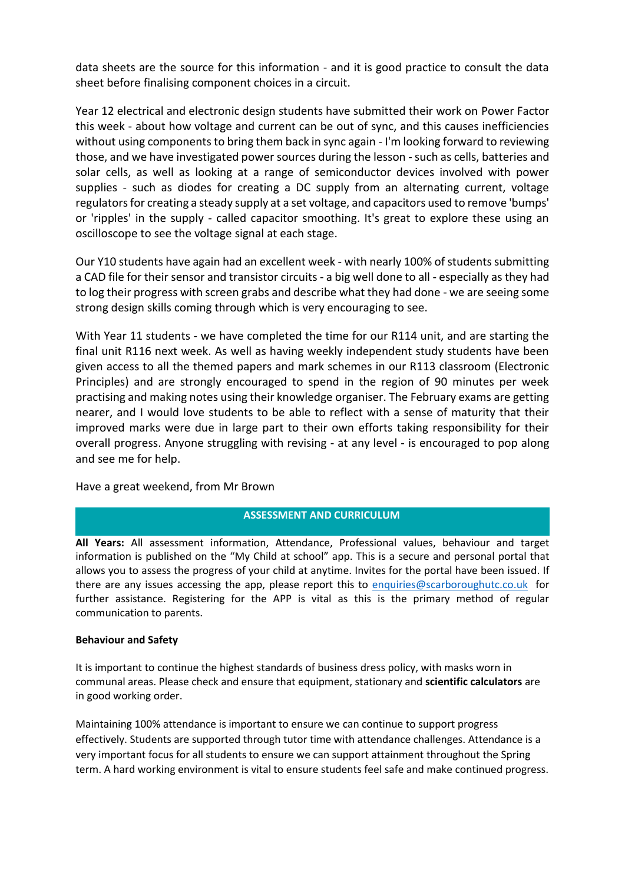data sheets are the source for this information - and it is good practice to consult the data sheet before finalising component choices in a circuit.

Year 12 electrical and electronic design students have submitted their work on Power Factor this week - about how voltage and current can be out of sync, and this causes inefficiencies without using components to bring them back in sync again - I'm looking forward to reviewing those, and we have investigated power sources during the lesson - such as cells, batteries and solar cells, as well as looking at a range of semiconductor devices involved with power supplies - such as diodes for creating a DC supply from an alternating current, voltage regulators for creating a steady supply at a set voltage, and capacitors used to remove 'bumps' or 'ripples' in the supply - called capacitor smoothing. It's great to explore these using an oscilloscope to see the voltage signal at each stage.

Our Y10 students have again had an excellent week - with nearly 100% of students submitting a CAD file for their sensor and transistor circuits - a big well done to all - especially as they had to log their progress with screen grabs and describe what they had done - we are seeing some strong design skills coming through which is very encouraging to see.

With Year 11 students - we have completed the time for our R114 unit, and are starting the final unit R116 next week. As well as having weekly independent study students have been given access to all the themed papers and mark schemes in our R113 classroom (Electronic Principles) and are strongly encouraged to spend in the region of 90 minutes per week practising and making notes using their knowledge organiser. The February exams are getting nearer, and I would love students to be able to reflect with a sense of maturity that their improved marks were due in large part to their own efforts taking responsibility for their overall progress. Anyone struggling with revising - at any level - is encouraged to pop along and see me for help.

Have a great weekend, from Mr Brown

## ASSESSMENT AND CURRICULUM

**All Years:** All assessment information, Attendance, Professional values, behaviour and target information is published on the "My Child at school" app. This is a secure and personal portal that allows you to assess the progress of your child at anytime. Invites for the portal have been issued. If there are any issues accessing the app, please report this to enquiries@scarboroughutc.co.uk for further assistance. Registering for the APP is vital as this is the primary method of regular communication to parents.

**Behaviour and Safety**

It is important to continue the highest standards of business dress policy, with masks worn in communal areas. Please check and ensure that equipment, stationary and **scientific calculators** are in good working order.

Maintaining 100% attendance is important to ensure we can continue to support progress effectively. Students are supported through tutor time with attendance challenges. Attendance is a very important focus for all students to ensure we can support attainment throughout the Spring term. A hard working environment is vital to ensure students feel safe and make continued progress.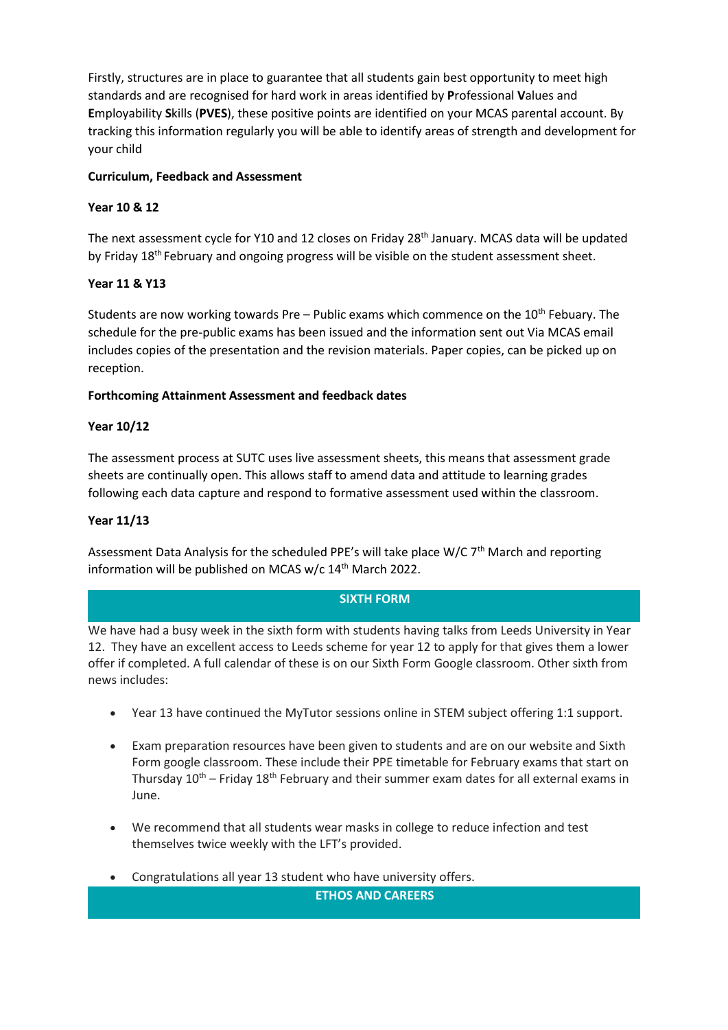Firstly, structures are in place to guarantee that all students gain best opportunity to meet high standards and are recognised for hard work in areas identified by **P**rofessional **V**alues and **E**mployability **S**kills (**PVES**), these positive points are identified on your MCAS parental account. By tracking this information regularly you will be able to identify areas of strength and development for your child

**Curriculum, Feedback and Assessment**

**Year 10 & 12**

The next assessment cycle for Y10 and 12 closes on Friday 28th January. MCAS data will be updated by Friday 18th February and ongoing progress will be visible on the student assessment sheet.

**Year 11 & Y13**

Students are now working towards Pre – Public exams which commence on the 10th Febuary. The schedule for the pre-public exams has been issued and the information sent out Via MCAS email includes copies of the presentation and the revision materials. Paper copies, can be picked up on reception.

**Forthcoming Attainment Assessment and feedback dates**

**Year 10/12**

The assessment process at SUTC uses live assessment sheets, this means that assessment grade sheets are continually open. This allows staff to amend data and attitude to learning grades following each data capture and respond to formative assessment used within the classroom.

**Year 11/13**

Assessment Data Analysis for the scheduled PPE's will take place W/C 7th March and reporting information will be published on MCAS w/c 14th March 2022.

## SIXTH FORM

We have had a busy week in the sixth form with students having talks from Leeds University in Year 12. They have an excellent access to Leeds scheme for year 12 to apply for that gives them a lower offer if completed. A full calendar of these is on our Sixth Form Google classroom. Other sixth from news includes:

- Year 13 have continued the MyTutor sessions online in STEM subject offering 1:1 support.
- Exam preparation resources have been given to students and are on our website and Sixth Form google classroom. These include their PPE timetable for February exams that start on Thursday 10th – Friday 18th February and their summer exam dates for all external exams in June.
- We recommend that all students wear masks in college to reduce infection and test themselves twice weekly with the LFT's provided.
- Congratulations all year 13 student who have university offers.

## ETHOS AND CAREERS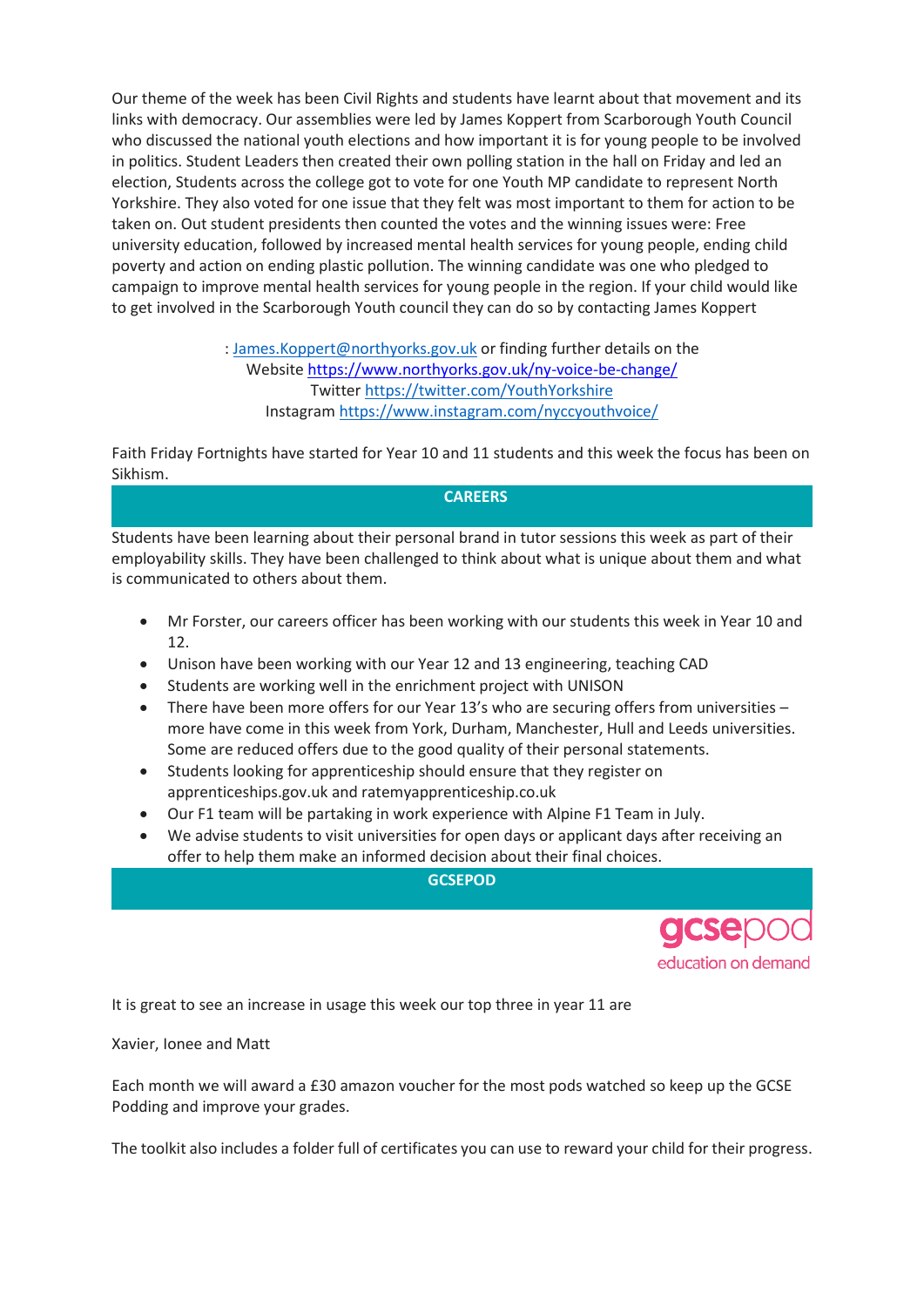Our theme of the week has been Civil Rights and students have learnt about that movement and its links with democracy. Our assemblies were led by James Koppert from Scarborough Youth Council who discussed the national youth elections and how important it is for young people to be involved in politics. Student Leaders then created their own polling station in the hall on Friday and led an election, Students across the college got to vote for one Youth MP candidate to represent North Yorkshire. They also voted for one issue that they felt was most important to them for action to be taken on. Out student presidents then counted the votes and the winning issues were: Free university education, followed by increased mental health services for young people, ending child poverty and action on ending plastic pollution. The winning candidate was one who pledged to campaign to improve mental health services for young people in the region. If your child would like to get involved in the Scarborough Youth council they can do so by contacting James Koppert

: James.Koppert@northyorks.gov.uk or finding further details on the
Website https://www.northyorks.gov.uk/ny-voice-be-change/
Twitter https://twitter.com/YouthYorkshire
Instagram https://www.instagram.com/nyccyouthvoice/

Faith Friday Fortnights have started for Year 10 and 11 students and this week the focus has been on Sikhism.

## CAREERS

Students have been learning about their personal brand in tutor sessions this week as part of their employability skills. They have been challenged to think about what is unique about them and what is communicated to others about them.

- Mr Forster, our careers officer has been working with our students this week in Year 10 and 12.
- Unison have been working with our Year 12 and 13 engineering, teaching CAD
- Students are working well in the enrichment project with UNISON
- There have been more offers for our Year 13's who are securing offers from universities – more have come in this week from York, Durham, Manchester, Hull and Leeds universities. Some are reduced offers due to the good quality of their personal statements.
- Students looking for apprenticeship should ensure that they register on apprenticeships.gov.uk and ratemyapprenticeship.co.uk
- Our F1 team will be partaking in work experience with Alpine F1 Team in July.
- We advise students to visit universities for open days or applicant days after receiving an offer to help them make an informed decision about their final choices.

## GCSEPOD

gcsepod
education on demand

It is great to see an increase in usage this week our top three in year 11 are

Xavier, Ionee and Matt

Each month we will award a £30 amazon voucher for the most pods watched so keep up the GCSE Podding and improve your grades.

The toolkit also includes a folder full of certificates you can use to reward your child for their progress.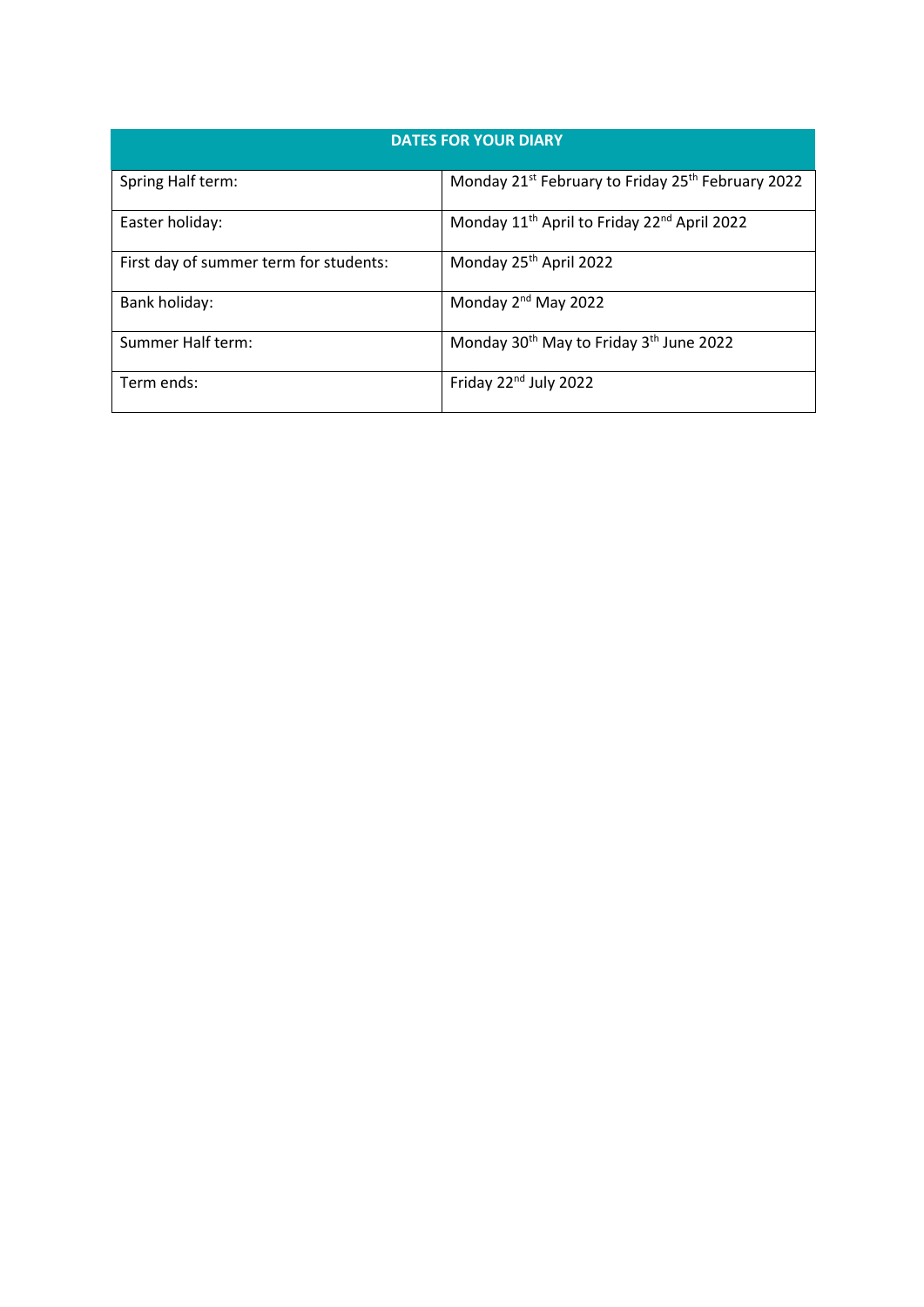| DATES FOR YOUR DIARY | |
|---|---|
| Spring Half term: | Monday 21st February to Friday 25th February 2022 |
| Easter holiday: | Monday 11th April to Friday 22nd April 2022 |
| First day of summer term for students: | Monday 25th April 2022 |
| Bank holiday: | Monday 2nd May 2022 |
| Summer Half term: | Monday 30th May to Friday 3th June 2022 |
| Term ends: | Friday 22nd July 2022 |